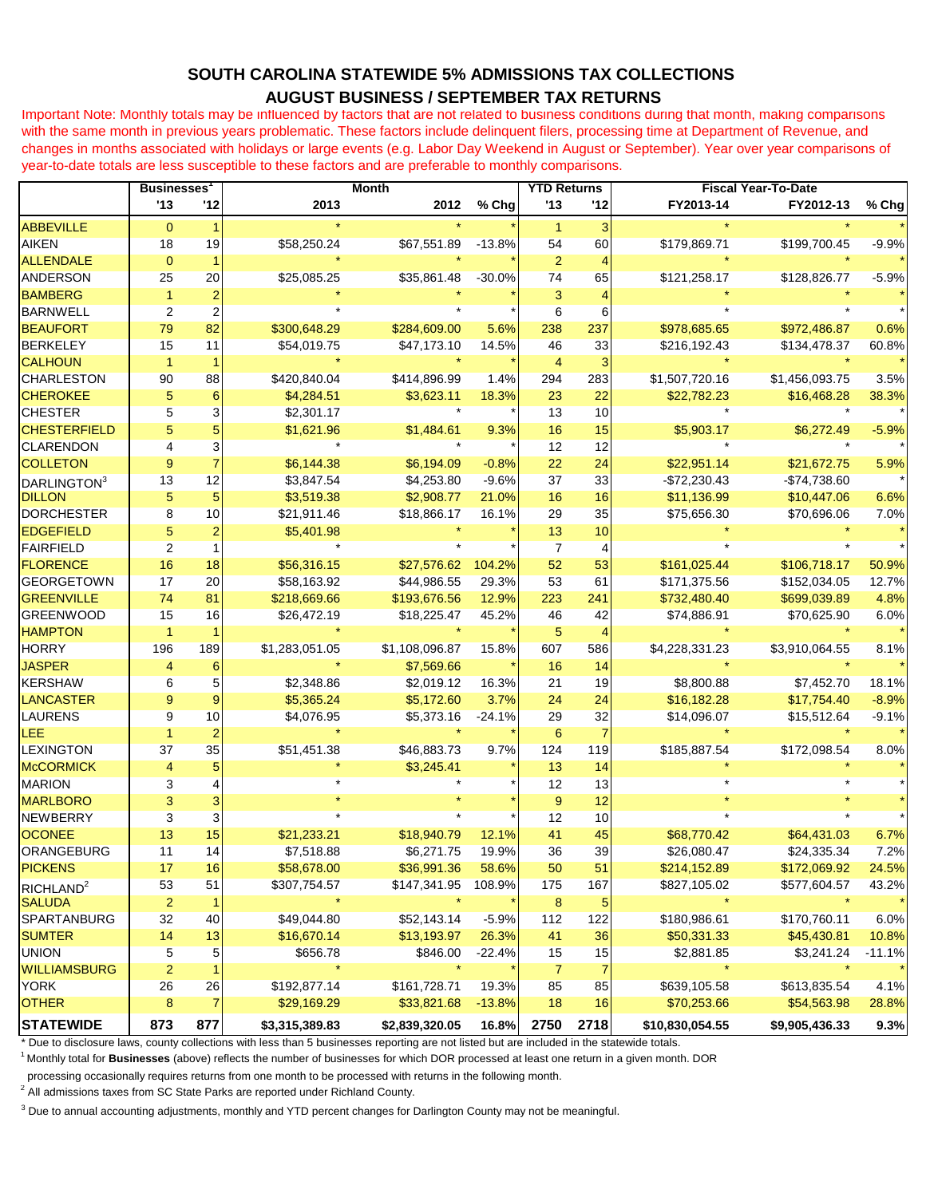# SOUTH CAROLINA STATEWIDE 5% ADMISSIONS TAX COLLECTIONS

## AUGUST BUSINESS / SEPTEMBER TAX RETURNS

Important Note: Monthly totals may be influenced by factors that are not related to business conditions during that month, making comparisons with the same month in previous years problematic. These factors include delinquent filers, processing time at Department of Revenue, and changes in months associated with holidays or large events (e.g. Labor Day Weekend in August or September). Year over year comparisons of year-to-date totals are less susceptible to these factors and are preferable to monthly comparisons.

| | Businesses[1] | | Month | | | YTD Returns | | Fiscal Year-To-Date | | |
|---|---|---|---|---|---|---|---|---|---|---|
| | '13 | '12 | 2013 | 2012 | % Chg | '13 | '12 | FY2013-14 | FY2012-13 | % Chg |
| ABBEVILLE | 0 | 1 | * | * | * | 1 | 3 | * | * | * |
| AIKEN | 18 | 19 | $58,250.24 | $67,551.89 | -13.8% | 54 | 60 | $179,869.71 | $199,700.45 | -9.9% |
| ALLENDALE | 0 | 1 | * | * | * | 2 | 4 | * | * | * |
| ANDERSON | 25 | 20 | $25,085.25 | $35,861.48 | -30.0% | 74 | 65 | $121,258.17 | $128,826.77 | -5.9% |
| BAMBERG | 1 | 2 | * | * | * | 3 | 4 | * | * | * |
| BARNWELL | 2 | 2 | * | * | * | 6 | 6 | * | * | * |
| BEAUFORT | 79 | 82 | $300,648.29 | $284,609.00 | 5.6% | 238 | 237 | $978,685.65 | $972,486.87 | 0.6% |
| BERKELEY | 15 | 11 | $54,019.75 | $47,173.10 | 14.5% | 46 | 33 | $216,192.43 | $134,478.37 | 60.8% |
| CALHOUN | 1 | 1 | * | * | * | 4 | 3 | * | * | * |
| CHARLESTON | 90 | 88 | $420,840.04 | $414,896.99 | 1.4% | 294 | 283 | $1,507,720.16 | $1,456,093.75 | 3.5% |
| CHEROKEE | 5 | 6 | $4,284.51 | $3,623.11 | 18.3% | 23 | 22 | $22,782.23 | $16,468.28 | 38.3% |
| CHESTER | 5 | 3 | $2,301.17 | * | * | 13 | 10 | * | * | * |
| CHESTERFIELD | 5 | 5 | $1,621.96 | $1,484.61 | 9.3% | 16 | 15 | $5,903.17 | $6,272.49 | -5.9% |
| CLARENDON | 4 | 3 | * | * | * | 12 | 12 | * | * | * |
| COLLETON | 9 | 7 | $6,144.38 | $6,194.09 | -0.8% | 22 | 24 | $22,951.14 | $21,672.75 | 5.9% |
| DARLINGTON[3] | 13 | 12 | $3,847.54 | $4,253.80 | -9.6% | 37 | 33 | -$72,230.43 | -$74,738.60 | * |
| DILLON | 5 | 5 | $3,519.38 | $2,908.77 | 21.0% | 16 | 16 | $11,136.99 | $10,447.06 | 6.6% |
| DORCHESTER | 8 | 10 | $21,911.46 | $18,866.17 | 16.1% | 29 | 35 | $75,656.30 | $70,696.06 | 7.0% |
| EDGEFIELD | 5 | 2 | $5,401.98 | * | * | 13 | 10 | * | * | * |
| FAIRFIELD | 2 | 1 | * | * | * | 7 | 4 | * | * | * |
| FLORENCE | 16 | 18 | $56,316.15 | $27,576.62 | 104.2% | 52 | 53 | $161,025.44 | $106,718.17 | 50.9% |
| GEORGETOWN | 17 | 20 | $58,163.92 | $44,986.55 | 29.3% | 53 | 61 | $171,375.56 | $152,034.05 | 12.7% |
| GREENVILLE | 74 | 81 | $218,669.66 | $193,676.56 | 12.9% | 223 | 241 | $732,480.40 | $699,039.89 | 4.8% |
| GREENWOOD | 15 | 16 | $26,472.19 | $18,225.47 | 45.2% | 46 | 42 | $74,886.91 | $70,625.90 | 6.0% |
| HAMPTON | 1 | 1 | * | * | * | 5 | 4 | * | * | * |
| HORRY | 196 | 189 | $1,283,051.05 | $1,108,096.87 | 15.8% | 607 | 586 | $4,228,331.23 | $3,910,064.55 | 8.1% |
| JASPER | 4 | 6 | * | $7,569.66 | * | 16 | 14 | * | * | * |
| KERSHAW | 6 | 5 | $2,348.86 | $2,019.12 | 16.3% | 21 | 19 | $8,800.88 | $7,452.70 | 18.1% |
| LANCASTER | 9 | 9 | $5,365.24 | $5,172.60 | 3.7% | 24 | 24 | $16,182.28 | $17,754.40 | -8.9% |
| LAURENS | 9 | 10 | $4,076.95 | $5,373.16 | -24.1% | 29 | 32 | $14,096.07 | $15,512.64 | -9.1% |
| LEE | 1 | 2 | * | * | * | 6 | 7 | * | * | * |
| LEXINGTON | 37 | 35 | $51,451.38 | $46,883.73 | 9.7% | 124 | 119 | $185,887.54 | $172,098.54 | 8.0% |
| McCORMICK | 4 | 5 | * | $3,245.41 | * | 13 | 14 | * | * | * |
| MARION | 3 | 4 | * | * | * | 12 | 13 | * | * | * |
| MARLBORO | 3 | 3 | * | * | * | 9 | 12 | * | * | * |
| NEWBERRY | 3 | 3 | * | * | * | 12 | 10 | * | * | * |
| OCONEE | 13 | 15 | $21,233.21 | $18,940.79 | 12.1% | 41 | 45 | $68,770.42 | $64,431.03 | 6.7% |
| ORANGEBURG | 11 | 14 | $7,518.88 | $6,271.75 | 19.9% | 36 | 39 | $26,080.47 | $24,335.34 | 7.2% |
| PICKENS | 17 | 16 | $58,678.00 | $36,991.36 | 58.6% | 50 | 51 | $214,152.89 | $172,069.92 | 24.5% |
| RICHLAND[2] | 53 | 51 | $307,754.57 | $147,341.95 | 108.9% | 175 | 167 | $827,105.02 | $577,604.57 | 43.2% |
| SALUDA | 2 | 1 | * | * | * | 8 | 5 | * | * | * |
| SPARTANBURG | 32 | 40 | $49,044.80 | $52,143.14 | -5.9% | 112 | 122 | $180,986.61 | $170,760.11 | 6.0% |
| SUMTER | 14 | 13 | $16,670.14 | $13,193.97 | 26.3% | 41 | 36 | $50,331.33 | $45,430.81 | 10.8% |
| UNION | 5 | 5 | $656.78 | $846.00 | -22.4% | 15 | 15 | $2,881.85 | $3,241.24 | -11.1% |
| WILLIAMSBURG | 2 | 1 | * | * | * | 7 | 7 | * | * | * |
| YORK | 26 | 26 | $192,877.14 | $161,728.71 | 19.3% | 85 | 85 | $639,105.58 | $613,835.54 | 4.1% |
| OTHER | 8 | 7 | $29,169.29 | $33,821.68 | -13.8% | 18 | 16 | $70,253.66 | $54,563.98 | 28.8% |
| **STATEWIDE** | **873** | **877** | **$3,315,389.83** | **$2,839,320.05** | **16.8%** | **2750** | **2718** | **$10,830,054.55** | **$9,905,436.33** | **9.3%** |

\* Due to disclosure laws, county collections with less than 5 businesses reporting are not listed but are included in the statewide totals.

[1] Monthly total for **Businesses** (above) reflects the number of businesses for which DOR processed at least one return in a given month. DOR processing occasionally requires returns from one month to be processed with returns in the following month.

[2] All admissions taxes from SC State Parks are reported under Richland County.

[3] Due to annual accounting adjustments, monthly and YTD percent changes for Darlington County may not be meaningful.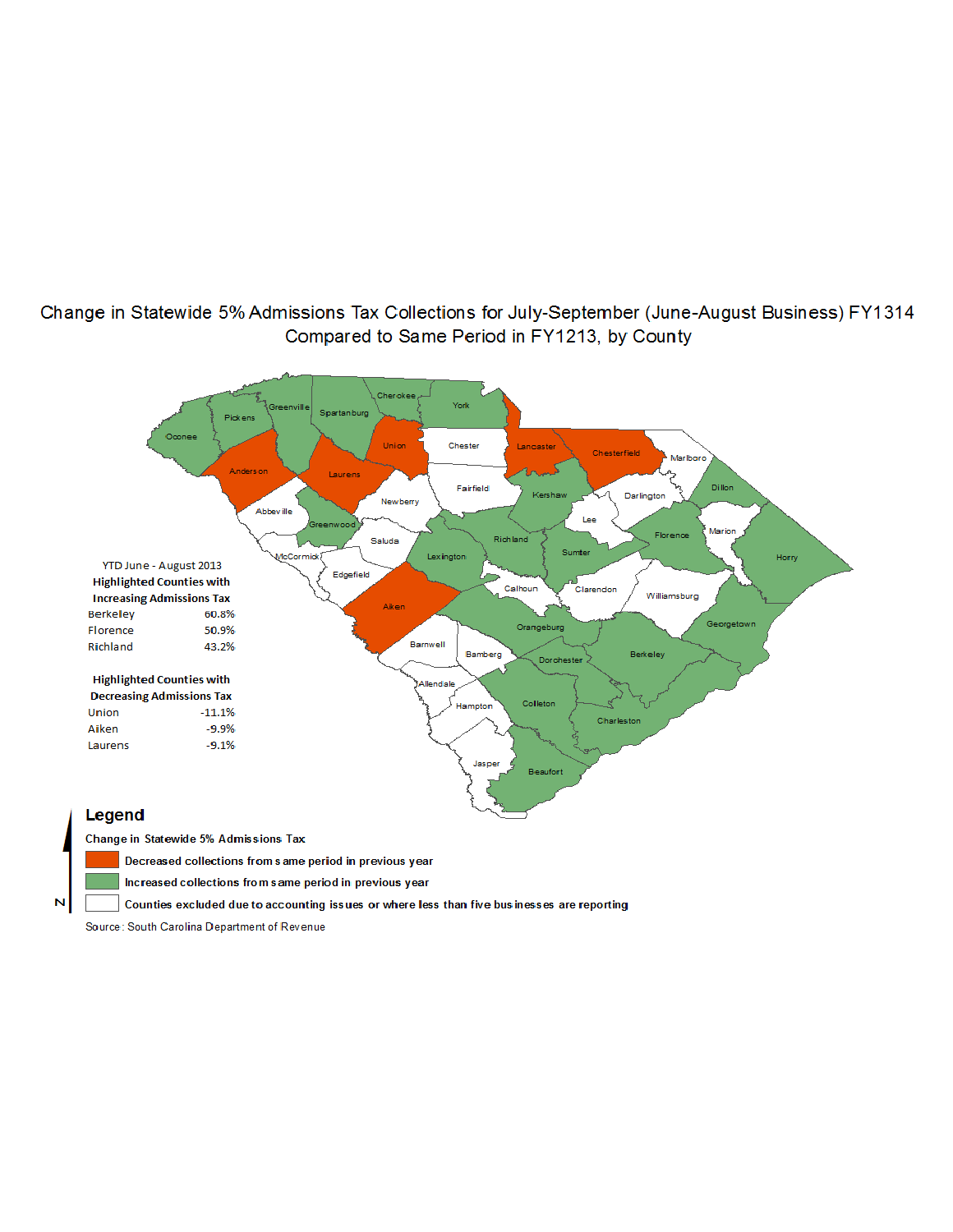Change in Statewide 5% Admissions Tax Collections for July-September (June-August Business) FY1314 Compared to Same Period in FY1213, by County

YTD June - August 2013

**Highlighted Counties with Increasing Admissions Tax**

Berkeley 60.8%

Florence 50.9%

Richland 43.2%

**Highlighted Counties with Decreasing Admissions Tax**

Union -11.1%

Aiken -9.9%

Laurens -9.1%

Oconee
Pickens
Greenville
Spartanburg
Cherokee
York
Anderson
Laurens
Union
Chester
Lancaster
Chesterfield
Marlboro
Abbeville
Greenwood
Newberry
Fairfield
Kershaw
Darlington
Dillon
Lee
McCormick
Saluda
Lexington
Richland
Sumter
Florence
Marion
Horry
Edgefield
Aiken
Calhoun
Clarendon
Williamsburg
Orangeburg
Georgetown
Barnwell
Bamberg
Dorchester
Berkeley
Allendale
Hampton
Colleton
Charleston
Jasper
Beaufort

**Legend**

Change in Statewide 5% Admissions Tax

Decreased collections from same period in previous year

Increased collections from same period in previous year

Counties excluded due to accounting issues or where less than five businesses are reporting

N

Source: South Carolina Department of Revenue